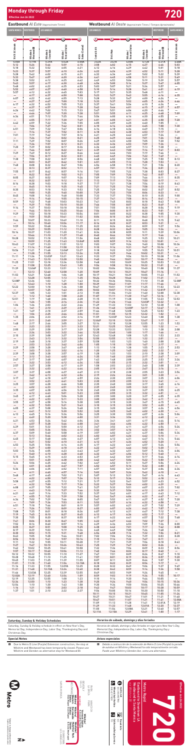**720**



SANTA MONICA SANTA MONICA



DOWNTOWN<br>LOS ANGELES LOS ANGELES DOWNTOWN

WILSHIRE BL WILSHIRE BL

LA BREA

PARK

PARK

HANCOCK

' California Relay Service<br>711



Wilshire/<br>Vermont Station<br>B, D Lines (Red, <sup>Purple)</sup>  **Wilshire/**

WESTWOOD **D Line (Purple) Station Western Wilshire/ D Line (Purple) Normandie**

Subject to change without notice<br>*Sujeto a cambios sin previo aviso* Subject to change without notice *Sujeto a cambios sin previo aviso*



**Station Wilshire/**

**511** Travel Info **Travel Info**

Ì,

**B, D Lines (Red, Purple)** 

**Vermont Station**

**B, D Lines (Red, Purple)**

**Station Westlake/ McArthur Park**

800.621.7828 **Wheelchair Hotline** 323.GO.METRO **metro.net**

**California Relay Service**



**Westbound** *Al Oeste* (Approximate Times / *Tiempos Aproximados)*

| <b>SANTA MONICA</b>                                          | <b>WESTWOOD</b>                 | <b>Eastbound</b> Al Este (Approximate Times)<br><b>LOS ANGELES</b> |                               |                           | <b>LOS ANGELES</b>       |                          | <b>Westbound</b> Al Ueste (Approximate Times / Tiempos Aproximados) |                          | <b>WESTWOOD</b>                 | <b>SANTA MONICA</b>                          |
|--------------------------------------------------------------|---------------------------------|--------------------------------------------------------------------|-------------------------------|---------------------------|--------------------------|--------------------------|---------------------------------------------------------------------|--------------------------|---------------------------------|----------------------------------------------|
|                                                              |                                 |                                                                    |                               |                           |                          |                          |                                                                     |                          |                                 |                                              |
| ⊙                                                            | Ø                               | O                                                                  | G)                            | $\rm O$                   | $\sigma$                 | Ο                        | $\left[ 4 \right]$                                                  | C                        | Ø                               | $\mathbb O$                                  |
| 5th St & Colorado                                            | Wilshire &<br>Westwood <b>©</b> |                                                                    | Wilshire /<br>Vermont Station | 6th &<br>Kohler (Central) | Central & 6th            |                          | Wilshire /<br>Vermont Station                                       |                          | Wilshire &<br>Westwood <b>©</b> | 5th St & Colorado                            |
|                                                              |                                 | Wilshire &<br>Cloverdale                                           |                               |                           |                          | 5th & Main               |                                                                     | Wilshire &<br>Cloverdale |                                 |                                              |
| 5:05A<br>5:12                                                | 5:19A<br>5:26                   | 5:39A<br>5:46                                                      | 5:52A<br>5:59                 | 6:08A<br>6:15             | 3:43A<br>3:58            | 3:47A<br>4:02            | 4:00A<br>4:15                                                       | 4:12A<br>4:27            | 4:31A<br>4:46                   | 4:48A<br>5:03                                |
| 5:18<br>5:23<br>5:28                                         | 5:32<br>5:37<br>5:42            | 5:52<br>5:57<br>6:02                                               | 6:05<br>6:10<br>6:15          | 6:21<br>6:26              | 4:12<br>4:22<br>4:32     | 4:16<br>4:26<br>4:36     | 4:29<br>4:39<br>4:49                                                | 4:42<br>4:52<br>5:02     | 5:01<br>5:11<br>5:22            | 5:18<br>5:28<br>5:39                         |
| 5:33<br>5:38                                                 | 5:47<br>5:52                    | 6:07<br>6:12                                                       | 6:20<br>6:25                  | 6:31<br>6:36<br>6:42      | 4:41<br>4:49             | 4:45<br>4:53             | 4:58<br>5:06                                                        | 5:11<br>5:19             | 5:31<br>5:39                    | 5:49<br>5:57                                 |
| 5:43<br>5:48                                                 | 5:57<br>6:02                    | 6:17<br>6:22                                                       | 6:30<br>6:35                  | 6:48<br>6:53              | 4:56<br>5:03             | 5:00<br>5:07             | 5:14<br>5:21                                                        | 5:27<br>5:34             | 5:47<br>5:57                    | 6:05<br>—                                    |
| 5:52<br>5:57                                                 | 6:07<br>6:12                    | 6:27<br>6:32                                                       | 6:40<br>6:45                  | 6:58<br>7:03              | 5:10<br>5:17             | 5:14<br>5:21             | 5:28<br>5:35                                                        | 5:41<br>5:48             | 6:01<br>6:11                    | 6:19                                         |
| 6:07<br>$\overline{\phantom{0}}$                             | 6:17<br>6:22<br>6:27            | 6:37<br>6:42<br>6:47                                               | 6:50<br>6:55<br>7:00          | 7:08<br>7:13              | 5:23<br>5:28<br>5:33     | 5:27<br>5:32<br>5:37     | 5:42<br>5:47<br>5:52                                                | 5:55<br>6:00<br>6:05     | 6:16<br>6:24                    | 6:35<br>6:46                                 |
| 6:17                                                         | 6:32<br>6:37                    | 6:52<br>6:57                                                       | 7:05<br>7:10                  | 7:18<br>7:23<br>7:28      | 5:37<br>5:42             | 5:41<br>5:46             | 5:56<br>6:01                                                        | 6:10<br>6:15             | 6:26<br>6:34<br>6:37            | 6:57                                         |
| 6:26                                                         | 6:42<br>6:46                    | 7:02<br>7:07                                                       | 7:15<br>7:20                  | 7:33<br>7:38              | 5:47<br>5:51             | 5:51<br>5:55             | 6:06<br>6:11                                                        | 6:20<br>6:25             | 6:44<br>6:48                    | 7:09                                         |
| 6:34                                                         | 6:51<br>6:55                    | 7:12<br>7:17                                                       | 7:25<br>7:30                  | 7:44<br>7:49              | 5:56<br>6:01             | 6:00<br>6:05             | 6:16<br>6:21                                                        | 6:30<br>6:35             | 6:55<br>6:58                    | 7:20                                         |
| 6:42                                                         | 6:59<br>7:04                    | 7:22<br>7:27                                                       | 7:36<br>7:42                  | 7:55<br>8:01              | 6:05<br>6:10             | 6:09<br>6:14             | 6:25<br>6:30                                                        | 6:40<br>6:45             | 7:05<br>7:08                    | 7:30                                         |
| 6:51<br>7:01                                                 | 7:09<br>7:14<br>7:19            | 7:32<br>7:37<br>7:42                                               | 7:47<br>7:52<br>7:57          | 8:06<br>8:11<br>8:16      | 6:14<br>6:18<br>6:21     | 6:18<br>6:22<br>6:25     | 6:34<br>6:38<br>6:42                                                | 6:49<br>6:53<br>6:57     | 7:15<br>7:17<br>7:24            | 7:39                                         |
| $-$<br>7:11                                                  | 7:24<br>7:29                    | 7:47<br>7:52                                                       | 8:02<br>8:07                  | 8:21<br>8:26              | 6:25<br>6:29             | 6:29<br>6:33             | 6:46<br>6:50                                                        | 7:01<br>7:05             | 7:26<br>7:30                    | 7:48<br>7:52                                 |
| 7:20                                                         | 7:34<br>7:39                    | 7:57<br>8:02                                                       | 8:12<br>8:17                  | 8:31<br>8:36              | 6:32<br>6:36             | 6:36<br>6:40             | 6:53<br>6:57                                                        | 7:09<br>7:13             | 7:36<br>7:38                    |                                              |
| 7:29                                                         | 7:44<br>7:49                    | 8:07<br>8:12                                                       | 8:22<br>8:27                  | 8:41<br>8:46              | 6:39<br>6:42             | 6:43<br>6:46             | 7:00<br>7:03                                                        | 7:16<br>7:19             | 7:41<br>7:46                    | 8:03<br>$\equiv$                             |
| $-$<br>7:38                                                  | 7:54<br>7:58<br>8:03            | 8:17<br>8:22<br>8:27                                               | 8:32<br>8:37<br>8:42          | 8:51<br>8:56<br>9:01      | 6:45<br>6:48<br>6:51     | 6:49<br>6:52<br>6:55     | 7:06<br>7:09<br>7:12                                                | 7:22<br>7:25<br>7:28     | 7:49<br>7:50<br>7:53            | 8:13                                         |
| 7:48                                                         | 8:08<br>8:13                    | 8:32<br>8:37                                                       | 8:47<br>8:52                  | 9:06<br>9:11              | 6:54<br>6:57             | 6:58<br>7:01             | 7:15<br>7:18                                                        | 7:31<br>7:34             | 7:56<br>8:01                    | 8:20                                         |
| 7:55<br>$\overline{\phantom{0}}$                             | 8:17<br>8:22                    | 8:42<br>8:47                                                       | 8:57<br>9:02                  | 9:16<br>9:21              | 7:01<br>7:05             | 7:05<br>7:09             | 7:22<br>7:26                                                        | 7:38<br>7:42             | 8:03<br>8:07                    | 8:27                                         |
| 8:05                                                         | 8:27<br>8:32                    | 8:52<br>8:57                                                       | 9:07<br>9:12                  | 9:26<br>9:31              | 7:09<br>7:13             | 7:13<br>7:17             | 7:30<br>7:34                                                        | 7:46<br>7:50             | 8:11<br>8:17                    | 8:35                                         |
| 8:16                                                         | 8:38<br>8:45                    | 9:03<br>9:10                                                       | 9:18<br>9:25                  | 9:37<br>9:45              | 7:17<br>7:21             | 7:21<br>7:25             | 7:38<br>7:42                                                        | 7:54<br>7:58             | 8:19<br>8:23                    | 8:43                                         |
| 8:30<br>8:45                                                 | 8:53<br>9:00<br>9:08            | 9:18<br>9:25<br>9:33                                               | 9:33<br>9:40<br>9:48          | 9:53<br>10:00<br>10:08    | 7:25<br>7:29<br>7:33     | 7:29<br>7:33<br>7:37     | 7:46<br>7:50<br>7:54                                                | 8:02<br>8:06<br>8:10     | 8:27<br>8:33<br>8:35            | 8:52<br>9:00                                 |
| 8:59                                                         | 9:14<br>9:22                    | 9:40<br>9:48                                                       | 9:55<br>10:03                 | 10:15<br>10:23            | 7:37<br>7:41             | 7:41<br>7:45             | 7:58<br>8:02                                                        | 8:14<br>8:18             | 8:41<br>8:43                    | 9:08                                         |
| 9:14                                                         | 9:29<br>9:37                    | 9:55<br>10:03                                                      | 10:10<br>10:18                | 10:30<br>10:38            | 7:46<br>7:51             | 7:50<br>7:55             | 8:07<br>8:12                                                        | 8:23<br>8:28             | 8:49<br>8:54                    | 9:19                                         |
| $\overline{\phantom{0}}$<br>9:29                             | 9:44<br>9:52                    | 10:10<br>10:18                                                     | 10:25<br>10:33                | 10:46<br>10:54            | 7:56<br>8:01             | 8:00<br>8:05             | 8:17<br>8:22                                                        | 8:33<br>8:38             | 9:01<br>9:05                    | 9:30                                         |
| $\overline{\phantom{0}}$<br>9:44                             | 9:59<br>10:07<br>10:14          | 10:25<br>10:33<br>10:40                                            | 10:41<br>10:49<br>10:56       | 11:02<br>11:10<br>11:17   | 8:06<br>8:11<br>8:16     | 8:10<br>8:15<br>8:20     | 8:27<br>8:32<br>8:37                                                | 8:43<br>8:48<br>8:53     | 9:11<br>9:15<br>9:21            | 9:42                                         |
| 9:59<br>$-$                                                  | 10:22<br>10:29                  | 10:48<br>10:55                                                     | 11:04<br>11:12                | 11:25<br>11:33            | 8:22<br>8:28             | 8:26<br>8:32             | 8:43<br>8:49                                                        | 8:59<br>9:05             | 9:27<br>9:34                    | 9:54                                         |
| 10:14                                                        | 10:37<br>10:44                  | 11:03<br>11:10                                                     | 11:20<br>11:27                | 11:41<br>11:48            | 8:34<br>8:40             | 8:38<br>8:44             | 8:55<br>9:01                                                        | 9:11<br>9:17             | 9:39<br>9:46                    | 10:06                                        |
| 10:28<br>10:43                                               | 10:52<br>10:59<br>11:07         | 11:18<br>11:25<br>11:33                                            | 11:35<br>11:43<br>11:51       | 11:56<br>12:04P<br>12:12  | 8:48<br>8:55<br>9:03     | 8:52<br>8:59<br>9:07     | 9:09<br>9:16<br>9:24                                                | 9:25<br>9:32<br>9:40     | 9:53<br>10:01<br>10:08          | 10:21<br>10:36                               |
| 10:56                                                        | 11:14<br>11:21                  | 11:40<br>11:48                                                     | 11:58<br>12:06P               | 12:19<br>12:27            | 9:10<br>9:18             | 9:14<br>9:22             | 9:31<br>9:39                                                        | 9:47<br>9:55             | 10:16<br>10:23                  | 10:51                                        |
| 11:11                                                        | 11:28<br>11:36                  | 11:55<br>12:03P                                                    | 12:13<br>12:21                | 12:34<br>12:43            | 9:25<br>9:33             | 9:29<br>9:37             | 9:46<br>9:54                                                        | 10:02<br>10:10           | 10:31<br>10:38                  | 11:06                                        |
| 11:25                                                        | 11:43<br>11:51                  | 12:10<br>12:18                                                     | 12:28<br>12:36                | 12:50<br>12:58            | 9:40<br>9:48             | 9:44<br>9:52             | 10:01<br>10:09                                                      | 10:17<br>10:25           | 10:46<br>10:53                  | 11:22                                        |
| 11:39                                                        | 11:58<br>12:06P<br>12:13        | 12:25<br>12:33<br>12:40                                            | 12:43<br>12:51<br>12:58       | 1:05<br>1:13<br>1:20      | 9:54<br>10:02<br>10:09   | 9:58<br>10:06<br>10:13   | 10:16<br>10:24<br>10:31                                             | 10:32<br>10:40<br>10:47  | 11:01<br>11:08<br>11:16         | 11:37                                        |
| 11:53                                                        | 12:21<br>12:28                  | 12:48<br>12:55                                                     | 1:06<br>1:13                  | 1:28<br>1:35              | 10:17<br>10:24           | 10:21<br>10:28           | 10:39<br>10:46                                                      | 10:55<br>11:02           | 11:23<br>11:31                  | 11:53                                        |
| 12:08P                                                       | 12:36<br>12:43                  | 1:03<br>1:10                                                       | 1:21<br>1:28                  | 1:43<br>1:50              | 10:32<br>10:39           | 10:36<br>10:43           | 10:54<br>11:01                                                      | 11:10<br>11:17           | 11:38<br>11:46                  | 12:08P                                       |
| 12:22                                                        | 12:50<br>12:57                  | 1:18<br>1:25                                                       | 1:36<br>1:43                  | 1:58<br>2:05              | 10:47<br>10:53           | 10:51<br>10:57           | 11:09<br>11:16                                                      | 11:25<br>11:32           | 11:53<br>12:01P                 | 12:23                                        |
| 12:37<br>12:51                                               | 1:05<br>1:12<br>1:19            | 1:33<br>1:40<br>1:48                                               | 1:51<br>1:58<br>2:06          | 2:13<br>2:20<br>2:28      | 11:00<br>11:07<br>11:15  | 11:04<br>11:11<br>11:19  | 11:23<br>11:30<br>11:38                                             | 11:40<br>11:47<br>11:55  | 12:08<br>12:16<br>12:23         | 12:38<br>12:53                               |
| $\overline{\phantom{0}}$<br>1:06                             | 1:26<br>1:34                    | 1:55<br>2:03                                                       | 2:14<br>2:22                  | 2:36<br>2:44              | 11:22<br>11:29           | 11:26<br>11:33           | 11:46<br>11:53                                                      | 12:03P<br>12:10          | 12:32<br>12:38                  | 1:08                                         |
| $\overline{\phantom{0}}$<br>1:21                             | 1:41<br>1:49                    | 2:10<br>2:18                                                       | 2:29<br>2:37                  | 2:51<br>2:59              | 11:36<br>11:44           | 11:40<br>11:48           | 12:00P<br>12:08                                                     | 12:17<br>12:25           | 12:47<br>12:53                  | 1:23                                         |
| $\overline{\phantom{0}}$<br>1:35<br>$\overline{\phantom{0}}$ | 1:56<br>2:04<br>2:11            | 2:25<br>2:33<br>2:40                                               | 2:44<br>2:52<br>2:59          | 3:06<br>3:14<br>3:21      | 11:51<br>11:59<br>12:04P | 11:55<br>12:03P<br>12:10 | 12:15<br>12:23<br>12:30                                             | 12:32<br>12:40<br>12:47  | 1:02<br>1:08<br>1:17            | 1:38                                         |
| 1:48<br>$\overline{\phantom{0}}$                             | 2:17<br>2:23                    | 2:46<br>2:52                                                       | 3:05<br>3:11                  | 3:27<br>3:33              | 12:14<br>12:21           | 12:18<br>12:25           | 12:38<br>12:45                                                      | 12:55<br>1:02            | 1:23<br>1:32                    | 1:53                                         |
| 2:00                                                         | 2:29<br>2:34                    | 2:58<br>3:03                                                       | 3:17<br>3:22                  | 3:39<br>3:44              | 12:28<br>12:35           | 12:33<br>12:40           | 12:53<br>1:00                                                       | 1:10<br>1:17             | 1:38<br>1:46                    | 2:08                                         |
| 2:10<br>$\overline{\phantom{0}}$                             | 2:39<br>2:43                    | 3:08<br>3:13                                                       | 3:27<br>3:32                  | 3:49<br>3:54              | 12:43<br>12:50           | 12:48<br>12:55           | 1:08<br>1:15                                                        | 1:25<br>1:32             | 1:53<br>2:01                    | 2:23                                         |
| 2:19<br>$\overline{\phantom{0}}$<br>2:29                     | 2:48<br>2:53<br>2:58            | 3:18<br>3:23<br>3:28                                               | 3:37<br>3:42<br>3:47          | 3:59<br>4:04<br>4:09      | 12:58<br>1:05<br>1:13    | 1:03<br>1:10<br>1:18     | 1:23<br>1:30<br>1:38                                                | 1:40<br>1:47<br>1:55     | 2:08<br>2:17<br>2:23            | 2:38<br>2:53                                 |
| 2:39                                                         | 3:03<br>3:08                    | 3:33<br>3:38                                                       | 3:52<br>3:57                  | 4:14<br>4:19              | 1:20<br>1:28             | 1:25<br>1:33             | 1:45<br>1:53                                                        | 2:02<br>2:10             | 2:32<br>2:38                    | 3:09                                         |
| $-$<br>2:47                                                  | 3:12<br>3:17                    | 3:43<br>3:48                                                       | 4:02<br>4:07                  | 4:24<br>4:29              | 1:35<br>1:43             | 1:40<br>1:48             | 2:00<br>2:08                                                        | 2:17<br>2:25             | 2:47<br>2:53                    | 3:24                                         |
| —<br>2:57                                                    | 3:22<br>3:27<br>3:32            | 3:53<br>3:58<br>4:03                                               | 4:12<br>4:17<br>4:22          | 4:34<br>4:39<br>4:44      | 1:50<br>1:58<br>2:05     | 1:55<br>2:03<br>2:10     | 2:15<br>2:23<br>2:30                                                | 2:32<br>2:40<br>2:47     | 3:01<br>3:08                    | 3:39                                         |
| $\overline{\phantom{0}}$<br>3:07<br>$-$                      | 3:37<br>3:42                    | 4:08<br>4:13                                                       | 4:27<br>4:32                  | 4:49<br>4:54              | 2:13<br>2:19             | 2:18<br>2:24             | 2:38<br>2:44                                                        | 2:55<br>3:01             | 3:16<br>3:23<br>3:30            | 3:54                                         |
| 3:17<br>$\overline{\phantom{0}}$                             | 3:47<br>3:52                    | 4:18<br>4:23                                                       | 4:37<br>4:41                  | 4:59<br>5:03              | 2:24<br>2:30             | 2:30<br>2:35             | 2:50<br>2:55                                                        | 3:07<br>3:12             | 3:35<br>3:41                    | 4:06<br>$\frac{-}{4:16}$                     |
| 3:25<br>$\overline{\phantom{0}}$                             | 3:57<br>4:02                    | 4:28<br>4:33                                                       | 4:46<br>4:51                  | 5:08<br>5:13              | 2:35<br>2:39             | 2:40<br>2:45             | 3:00<br>3:05                                                        | 3:17<br>3:22             | 3:45<br>3:51                    | 4:25                                         |
| 3:35<br>$-$<br>3:45                                          | 4:07<br>4:12<br>4:17            | 4:38<br>4:43<br>4:48                                               | 4:56<br>5:01<br>5:06          | 5:18<br>5:23<br>5:28      | 2:45<br>2:50<br>2:55     | 2:50<br>2:55<br>3:00     | 3:10<br>3:15<br>3:20                                                | 3:27<br>3:32<br>3:37     | 3:55<br>4:01<br>4:05            | $\frac{-}{4:35}$                             |
| $-$<br>3:55                                                  | 4:22<br>4:27                    | 4:53<br>4:58                                                       | 5:11<br>5:16                  | 5:33<br>5:38              | 3:00<br>3:05             | 3:05<br>3:10             | 3:25<br>3:30                                                        | 3:42<br>3:47             | 4:11<br>4:15                    | $\frac{-}{4:45}$                             |
| $\overline{\phantom{0}}$<br>4:05                             | 4:32<br>4:37                    | 5:03<br>5:08                                                       | 5:21<br>5:26                  | 5:43<br>5:48              | 3:10<br>3:15             | 3:15<br>3:20             | 3:35<br>$3:40$<br>$3:45$                                            | 3:52<br>3:57             | 4:20<br>4:24                    | 4:54                                         |
| $-$<br>4:13<br>$-$                                           | 4:41<br>4:45<br>4:49            | 5:12<br>5:16<br>5:20                                               | 5:30<br>5:34<br>5:38          | 5:52<br>5:56<br>6:00      | 3:20<br>3:25<br>3:31     | 3:25<br>3:30<br>3:36     | 3:50<br>3:56                                                        | 4:02<br>4:07<br>4:12     | 4:30<br>4:34<br>4:40            | $\frac{-}{5:04}$                             |
| 4:21<br>$\overline{\phantom{0}}$                             | 4:53<br>4:57                    | 5:24<br>5:28                                                       | 5:42<br>5:46                  | 6:04<br>6:08              | 3:36<br>3:41             | 3:41<br>3:46             | 4:01<br>4:06                                                        | 4:17<br>4:22             | 4:44<br>4:50                    | $\frac{-}{5:14}$                             |
| 4:29<br>$-$                                                  | 5:01<br>5:05                    | 5:32<br>5:36                                                       | 5:50<br>5:54                  | 6:12<br>6:15              | 3:47<br>3:52             | 3:52<br>3:57             | 4:11<br>4:16                                                        | 4:27<br>4:32             | 4:54<br>5:00                    | 5:24<br>$\frac{-}{5:34}$                     |
| 4:37<br>$\overline{\phantom{0}}$<br>4:45                     | 5:09<br>5:13<br>5:17            | 5:40<br>5:44<br>5:48                                               | 5:58<br>6:02<br>6:06          | 6:19<br>6:23<br>6:27      | 3:57<br>4:02<br>4:07     | 4:02<br>4:07<br>4:12     | 4:21<br>4:26<br>4:31                                                | 4:37<br>4:42<br>4:47     | 5:04<br>5:10<br>5:14            | $\frac{-}{5:44}$                             |
| $-$<br>4:53                                                  | 5:21<br>5:25                    | 5:52<br>5:56                                                       | 6:10<br>6:14                  | 6:31<br>6:35              | 4:12<br>4:17             | 4:17<br>4:22             | 4:36<br>4:41                                                        | 4:52<br>4:57             | 5:20<br>5:24                    | 5:54                                         |
| $-$<br>5:03                                                  | 5:29<br>5:34                    | 6:00<br>6:05                                                       | 6:18<br>6:23                  | 6:39<br>6:43              | 4:22<br>4:27             | 4:27<br>4:32             | 4:46<br>4:51                                                        | 5:02<br>5:07             | 5:30<br>5:34                    | $\frac{-}{6:04}$                             |
| $-$<br>5:15<br>$\overline{\phantom{0}}$                      | 5:40<br>5:45<br>5:51            | 6:10<br>6:15<br>6:20                                               | 6:28<br>6:33<br>6:38          | 6:48<br>6:53<br>6:58      | 4:32<br>4:37<br>4:42     | 4:37<br>4:42<br>4:47     | 4:56<br>5:01<br>5:06                                                | 5:12<br>5:17<br>5:22     | 5:40<br>5:44<br>5:50            | $\frac{-}{6:14}$                             |
| 5:26<br>$-$                                                  | 5:56<br>6:01                    | 6:25<br>6:30                                                       | 6:42<br>6:47                  | 7:02<br>7:07              | $4:47$<br>$4:52$         | 4:52<br>4:57             | 5:11<br>5:16                                                        | 5:27<br>5:32             | 5:54<br>6:00                    | 6:24                                         |
| 5:36<br>$-$                                                  | 6:06<br>6:11                    | 6:35<br>6:40                                                       | 6:52<br>6:57                  | 7:11<br>7:16              | 4:57<br>5:02             | 5:02<br>5:07             | 5:21<br>5:26                                                        | 5:37<br>5:42             | 6:04<br>6:10                    | $\frac{-}{6:34}$<br>$\frac{-}{6:43}$         |
| 5:48<br>$-$<br>5:58                                          | 6:17<br>6:22<br>6:27            | 6:45<br>6:50<br>6:55                                               | 7:02<br>7:07<br>7:12          | 7:21<br>7:26<br>7:31      | 5:07<br>5:12<br>5:17     | 5:12<br>5:17<br>5:22     | 5:31<br>5:36<br>5:41                                                | 5:47<br>5:52<br>5:57     | 6:14<br>6:18<br>6:23            | 6:52                                         |
| $-$<br>6:08                                                  | 6:32<br>6:37                    | 7:00<br>7:05                                                       | 7:17<br>7:22                  | 7:36<br>7:41              | 5:22<br>5:27             | 5:27<br>5:32             | 5:46<br>5:51                                                        | 6:02<br>6:07             | 6:29<br>6:33                    | $\frac{-}{7:02}$                             |
| $-$<br>6:21                                                  | 6:43<br>6:49                    | 7:10<br>7:16                                                       | 7:27<br>7:33                  | 7:46<br>7:52              | 5:32<br>5:37             | 5:37<br>5:42             | 5:56<br>6:01                                                        | 6:12<br>6:17             | 6:39<br>6:43                    | $\overline{\phantom{0}}$<br>7:12             |
| $\overline{\phantom{0}}$<br>6:34                             | 6:55<br>7:02                    | 7:22<br>7:29                                                       | 7:39<br>7:46                  | 7:58<br>8:05              | 5:42<br>5:47             | 5:47<br>5:52             | 6:06<br>6:11                                                        | 6:22<br>6:27             | 6:47<br>6:52                    | 7:20                                         |
| $-$<br>6:51<br>$-$                                           | 7:09<br>7:18<br>7:26            | 7:36<br>7:44<br>7:52                                               | 7:53<br>8:01<br>8:09          | 8:11<br>8:19<br>8:27      | 5:52<br>5:57<br>6:02     | 5:57<br>6:02<br>6:07     | 6:16<br>6:21<br>6:26                                                | 6:32<br>6:37<br>6:42     | 6:58<br>7:02<br>7:07            | $\frac{-}{7:29}$<br>$\overline{\phantom{0}}$ |
| 7:08<br>7:19                                                 | 7:35<br>7:45                    | 8:01<br>8:10                                                       | 8:18<br>8:27                  | 8:36<br>8:45              | 6:07<br>6:12             | 6:12<br>6:17             | 6:31<br>6:36                                                        | 6:47<br>6:52             | 7:12<br>7:17                    | 7:38                                         |
| 7:30<br>7:41                                                 | 7:55<br>8:06                    | 8:20<br>8:30                                                       | 8:37<br>8:47                  | 8:55<br>9:05              | 6:17<br>6:22             | 6:22<br>6:27             | 6:41<br>6:46                                                        | 6:57<br>7:02             | 7:22<br>7:27                    | 7:48                                         |
| 7:52<br>8:05                                                 | 8:16<br>8:27                    | 8:40<br>8:51                                                       | 8:57<br>9:08                  | 9:14<br>9:25              | 6:29<br>6:38             | 6:34<br>6:42             | 6:53<br>7:01                                                        | 7:09<br>7:17             | 7:34<br>7:42                    | 8:00<br>8:08                                 |
| 8:17<br>8:30<br>8:43                                         | 8:39<br>8:52<br>9:05            | 9:03<br>9:15<br>9:28                                               | 9:19<br>9:31<br>9:44          | 9:36<br>9:48<br>10:01     | 6:45<br>6:54<br>7:02     | 6:49<br>6:58<br>7:06     | 7:08<br>7:16<br>7:24                                                | 7:24<br>7:32<br>7:39     | 7:48<br>7:56<br>8:03            | 8:21<br>8:28                                 |
| 8:56<br>9:11                                                 | 9:18<br>9:32                    | 9:41<br>9:55                                                       | 9:57<br>10:11                 | 10:14<br>10:28            | 7:10<br>7:17             | 7:14<br>7:21             | 7:32<br>7:39                                                        | 7:47<br>7:54             | 8:11<br>8:18                    | 8:43                                         |
| 9:27<br>9:42                                                 | 9:47<br>10:02                   | 10:10<br>10:25                                                     | 10:26<br>10:41                | 10:43<br>10:58            | 7:25<br>7:32             | 7:29<br>7:36             | 7:47<br>7:54                                                        | 8:02<br>8:09             | 8:26<br>8:33                    | $-$<br>8:56                                  |
| 9:57<br>10:12                                                | 10:17<br>10:32                  | 10:40<br>10:55                                                     | 10:56<br>11:10                | 11:13<br>11:27            | 7:40<br>7:47             | 7:44<br>7:51             | 8:02<br>8:09                                                        | 8:17<br>8:24             | 8:40<br>8:47                    | $-$<br>9:10                                  |
| 10:28<br>10:45<br>11:01                                      | 10:48<br>11:03<br>11:18         | 11:10<br>11:25<br>11:40                                            | 11:25<br>11:39<br>11:54       | 11:41<br>11:55<br>12:10A  | 7:57<br>8:07<br>8:18     | 8:01<br>8:11<br>8:22     | 8:19<br>8:29<br>8:39                                                | 8:34<br>8:44<br>8:54     | 8:57<br>9:07<br>9:17            | 9:20<br>9:30<br>$-$                          |
| 11:16<br>11:31                                               | 11:33<br>11:48                  | 11:55<br>12:10A                                                    | 12:09A<br>12:24               | 12:25<br>12:40            | 8:28<br>8:38             | 8:32<br>8:42             | 8:49<br>8:59                                                        | 9:04<br>9:14             | 9:27<br>9:36                    | 9:49<br>9:58                                 |
| 11:46<br>12:02A                                              | 12:03A<br>12:19                 | 12:25<br>12:40                                                     | 12:39<br>12:54                | 12:55<br>1:09             | 8:49<br>8:59             | 8:53<br>9:03             | 9:09<br>9:19                                                        | 9:24<br>9:34             | 9:45<br>9:55                    | 10:17                                        |
| 12:19<br>12:34<br>12:54                                      | 12:35<br>12:50<br>1:10          | 12:55<br>1:10<br>1:30                                              | 1:08<br>1:23<br>1:43          | 1:23<br>1:38<br>1:58      | 9:10<br>9:20<br>9:30     | 9:14<br>9:24<br>9:34     | 9:30<br>9:40<br>9:50                                                | 9:44<br>9:54<br>10:04    | 10:05<br>10:15<br>10:25         | $-$<br>10:36<br>10:46                        |
| 1:16<br>1:37                                                 | 1:31<br>1:51                    | 1:50<br>2:10                                                       | 2:03<br>2:22                  | 2:18<br>2:37              | 9:43<br>9:56             | 9:47<br>10:00            | 10:03<br>10:16                                                      | 10:17<br>10:30           | 10:38<br>10:50                  | 10:59<br>11:10                               |
|                                                              |                                 |                                                                    |                               |                           | 10:11<br>10:27           | 10:15<br>10:31           | 10:31<br>10:47                                                      | 10:45<br>11:01           | 11:05<br>11:21                  | 11:24<br>11:40                               |
|                                                              |                                 |                                                                    |                               |                           | 10:47<br>11:09           | 10:51<br>11:13           | 11:07<br>11:28                                                      | 11:21<br>11:41           | 11:41<br>12:01A                 | 12:00A<br>12:19                              |
|                                                              |                                 |                                                                    |                               |                           | 11:29<br>11:50<br>12:11A | 11:33<br>11:54<br>12:15A | 11:48<br>12:08A<br>12:29                                            | 12:01A<br>12:21<br>12:41 | 12:20<br>12:40<br>1:00          | 12:37<br>12:57<br>1:17                       |

### **Effective Jun 26 2022**

**Extinguind** *Al Este* 

## **Monday through Friday 720**

|   | Saturday, Sunday & Holiday Schedules                                                                                                                  | Horarios de sábado, domingo y días feriados                                                                                                                  |                                                                                                                                             |  |  |  |  |
|---|-------------------------------------------------------------------------------------------------------------------------------------------------------|--------------------------------------------------------------------------------------------------------------------------------------------------------------|---------------------------------------------------------------------------------------------------------------------------------------------|--|--|--|--|
|   | Saturday, Sunday & Holiday schedule in effect on New Year's Day,<br>Memorial Day, Independence Day, Labor Day, Thanksgiving Day and<br>Christmas Day. | Horarios de sábado, domingo y días feriados en vigor para New Year's Day,<br>Memorial Day, Independence Day, Labor Day, Thanksgiving Day y<br>Christmas Dav. |                                                                                                                                             |  |  |  |  |
|   | <b>Special Notes</b>                                                                                                                                  | <b>Avisos especiales</b>                                                                                                                                     |                                                                                                                                             |  |  |  |  |
| G | Due to Metro D Line (Purple) Extension construction, the stop at<br>Wilshire and Westwood has been temporarily closed. Please use                     | G                                                                                                                                                            | Debido a contrucción de la extensión de Metro D Line (Purple) la parada<br>de autobus en Wilshire y Westwood ha sido temporalmente cerrada. |  |  |  |  |

Wilshire and Westwood has been temporarily closed. Please use Wilshire and Glendon as alternative stop for Westwood Bl

*Puede usar Wilshire y Glendon Ave. como una alternativa.*